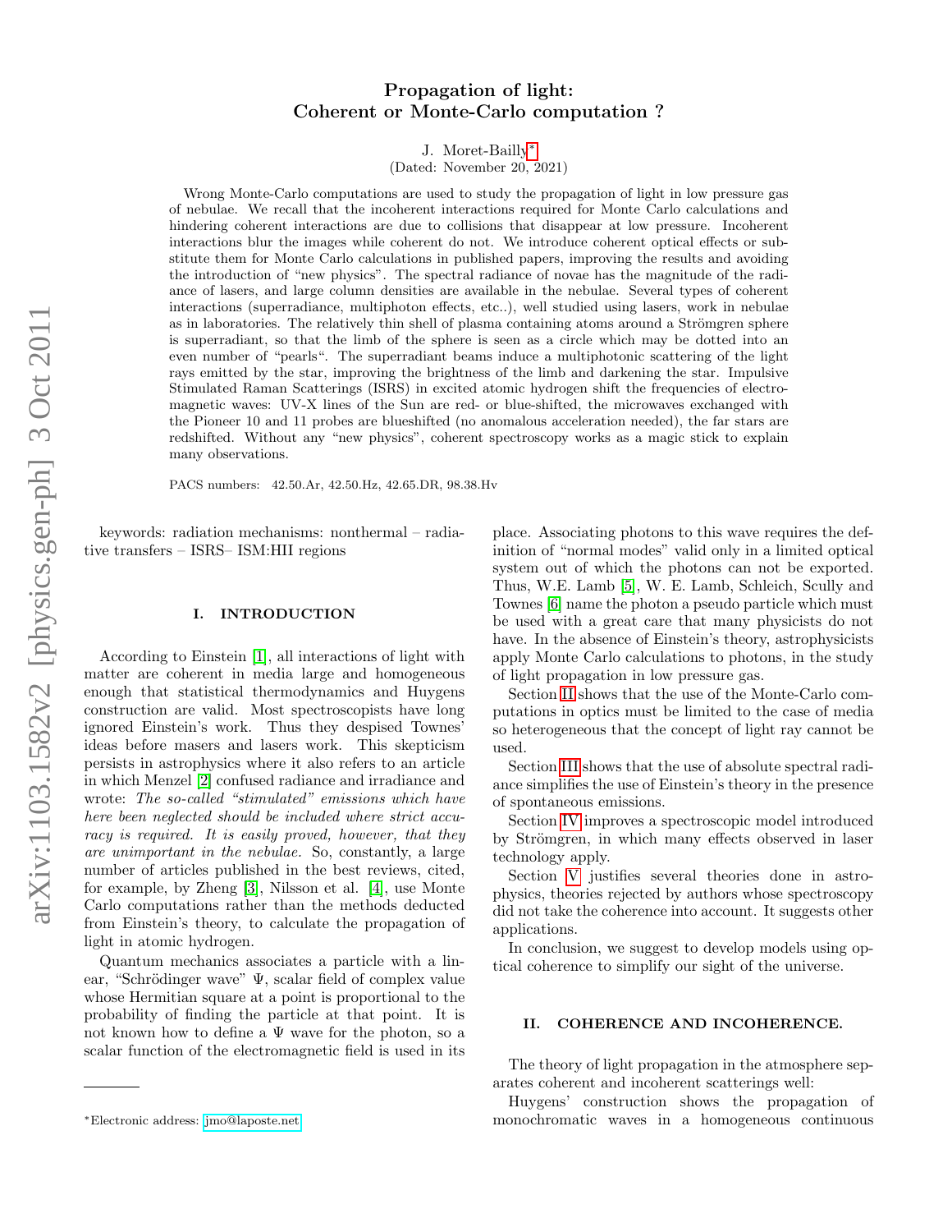# Propagation of light: Coherent or Monte-Carlo computation ?

J. Moret-Bailly*

(Dated: November 20, 2021)

Wrong Monte-Carlo computations are used to study the propagation of light in low pressure gas of nebulae. We recall that the incoherent interactions required for Monte Carlo calculations and hindering coherent interactions are due to collisions that disappear at low pressure. Incoherent interactions blur the images while coherent do not. We introduce coherent optical effects or substitute them for Monte Carlo calculations in published papers, improving the results and avoiding the introduction of "new physics". The spectral radiance of novae has the magnitude of the radiance of lasers, and large column densities are available in the nebulae. Several types of coherent interactions (superradiance, multiphoton effects, etc..), well studied using lasers, work in nebulae as in laboratories. The relatively thin shell of plasma containing atoms around a Strömgren sphere is superradiant, so that the limb of the sphere is seen as a circle which may be dotted into an even number of "pearls". The superradiant beams induce a multiphotonic scattering of the light rays emitted by the star, improving the brightness of the limb and darkening the star. Impulsive Stimulated Raman Scatterings (ISRS) in excited atomic hydrogen shift the frequencies of electromagnetic waves: UV-X lines of the Sun are red- or blue-shifted, the microwaves exchanged with the Pioneer 10 and 11 probes are blueshifted (no anomalous acceleration needed), the far stars are redshifted. Without any "new physics", coherent spectroscopy works as a magic stick to explain many observations.

PACS numbers: 42.50.Ar, 42.50.Hz, 42.65.DR, 98.38.Hv

keywords: radiation mechanisms: nonthermal – radiative transfers – ISRS– ISM:HII regions

## I. INTRODUCTION

According to Einstein [1], all interactions of light with matter are coherent in media large and homogeneous enough that statistical thermodynamics and Huygens construction are valid. Most spectroscopists have long ignored Einstein's work. Thus they despised Townes' ideas before masers and lasers work. This skepticism persists in astrophysics where it also refers to an article in which Menzel [2] confused radiance and irradiance and wrote: *The so-called "stimulated" emissions which have here been neglected should be included where strict accuracy is required. It is easily proved, however, that they are unimportant in the nebulae.* So, constantly, a large number of articles published in the best reviews, cited, for example, by Zheng [3], Nilsson et al. [4], use Monte Carlo computations rather than the methods deducted from Einstein's theory, to calculate the propagation of light in atomic hydrogen.

Quantum mechanics associates a particle with a linear, "Schrödinger wave" $\Psi$, scalar field of complex value whose Hermitian square at a point is proportional to the probability of finding the particle at that point. It is not known how to define a $\Psi$ wave for the photon, so a scalar function of the electromagnetic field is used in its place. Associating photons to this wave requires the definition of "normal modes" valid only in a limited optical system out of which the photons can not be exported. Thus, W.E. Lamb [5], W. E. Lamb, Schleich, Scully and Townes [6] name the photon a pseudo particle which must be used with a great care that many physicists do not have. In the absence of Einstein's theory, astrophysicists apply Monte Carlo calculations to photons, in the study of light propagation in low pressure gas.

Section II shows that the use of the Monte-Carlo computations in optics must be limited to the case of media so heterogeneous that the concept of light ray cannot be used.

Section III shows that the use of absolute spectral radiance simplifies the use of Einstein's theory in the presence of spontaneous emissions.

Section IV improves a spectroscopic model introduced by Strömgren, in which many effects observed in laser technology apply.

Section V justifies several theories done in astrophysics, theories rejected by authors whose spectroscopy did not take the coherence into account. It suggests other applications.

In conclusion, we suggest to develop models using optical coherence to simplify our sight of the universe.

## II. COHERENCE AND INCOHERENCE.

The theory of light propagation in the atmosphere separates coherent and incoherent scatterings well:

Huygens' construction shows the propagation of monochromatic waves in a homogeneous continuous

*Electronic address: jmo@laposte.net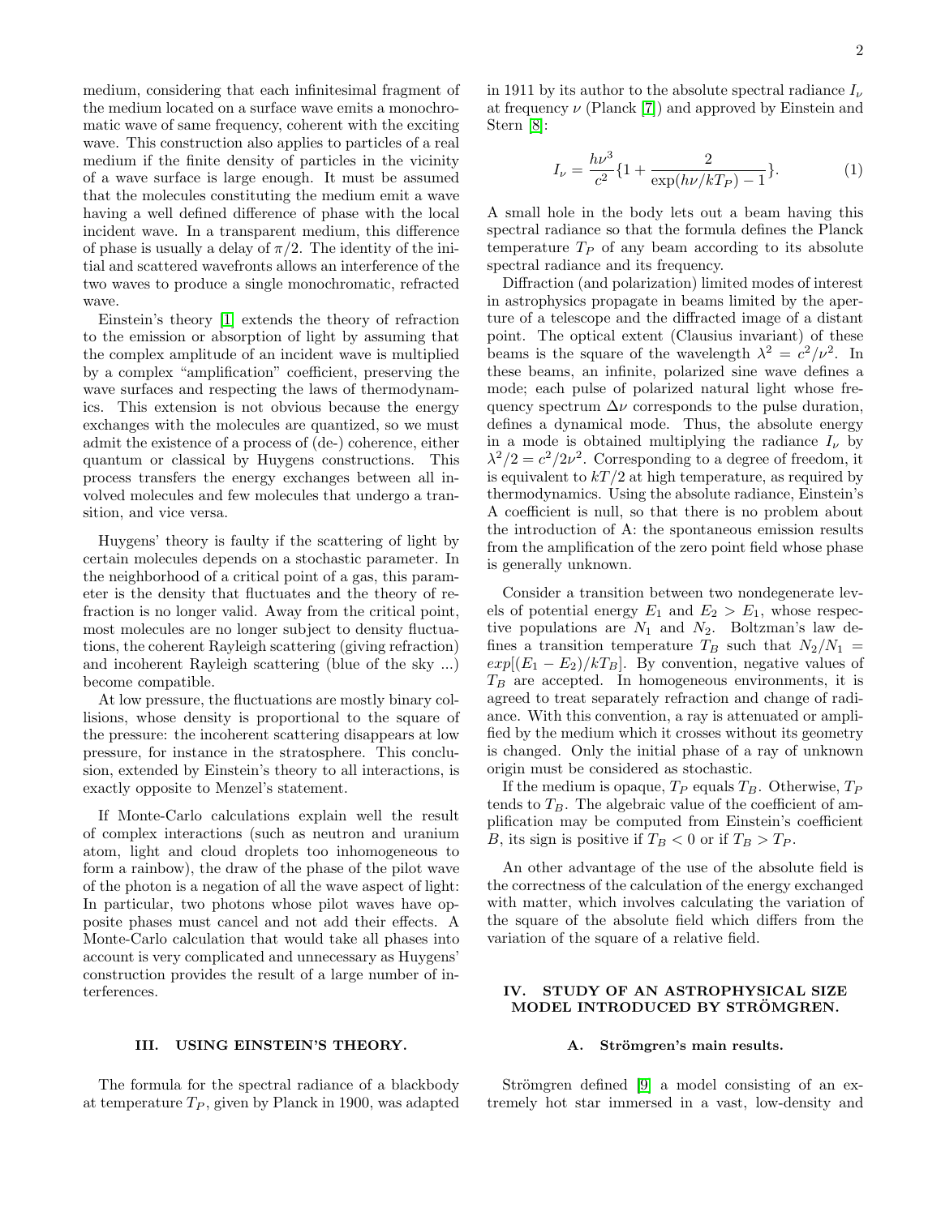medium, considering that each infinitesimal fragment of the medium located on a surface wave emits a monochromatic wave of same frequency, coherent with the exciting wave. This construction also applies to particles of a real medium if the finite density of particles in the vicinity of a wave surface is large enough. It must be assumed that the molecules constituting the medium emit a wave having a well defined difference of phase with the local incident wave. In a transparent medium, this difference of phase is usually a delay of $\pi/2$. The identity of the initial and scattered wavefronts allows an interference of the two waves to produce a single monochromatic, refracted wave.

Einstein's theory [1] extends the theory of refraction to the emission or absorption of light by assuming that the complex amplitude of an incident wave is multiplied by a complex "amplification" coefficient, preserving the wave surfaces and respecting the laws of thermodynamics. This extension is not obvious because the energy exchanges with the molecules are quantized, so we must admit the existence of a process of (de-) coherence, either quantum or classical by Huygens constructions. This process transfers the energy exchanges between all involved molecules and few molecules that undergo a transition, and vice versa.

Huygens' theory is faulty if the scattering of light by certain molecules depends on a stochastic parameter. In the neighborhood of a critical point of a gas, this parameter is the density that fluctuates and the theory of refraction is no longer valid. Away from the critical point, most molecules are no longer subject to density fluctuations, the coherent Rayleigh scattering (giving refraction) and incoherent Rayleigh scattering (blue of the sky ...) become compatible.

At low pressure, the fluctuations are mostly binary collisions, whose density is proportional to the square of the pressure: the incoherent scattering disappears at low pressure, for instance in the stratosphere. This conclusion, extended by Einstein's theory to all interactions, is exactly opposite to Menzel's statement.

If Monte-Carlo calculations explain well the result of complex interactions (such as neutron and uranium atom, light and cloud droplets too inhomogeneous to form a rainbow), the draw of the phase of the pilot wave of the photon is a negation of all the wave aspect of light: In particular, two photons whose pilot waves have opposite phases must cancel and not add their effects. A Monte-Carlo calculation that would take all phases into account is very complicated and unnecessary as Huygens' construction provides the result of a large number of interferences.

## III. USING EINSTEIN'S THEORY.

The formula for the spectral radiance of a blackbody at temperature $T_P$, given by Planck in 1900, was adapted in 1911 by its author to the absolute spectral radiance $I_\nu$ at frequency $\nu$ (Planck [7]) and approved by Einstein and Stern [8]:

$$I_\nu = \frac{h\nu^3}{c^2}\{1 + \frac{2}{\exp(h\nu/kT_P) - 1}\}. \qquad (1)$$

A small hole in the body lets out a beam having this spectral radiance so that the formula defines the Planck temperature $T_P$ of any beam according to its absolute spectral radiance and its frequency.

Diffraction (and polarization) limited modes of interest in astrophysics propagate in beams limited by the aperture of a telescope and the diffracted image of a distant point. The optical extent (Clausius invariant) of these beams is the square of the wavelength $\lambda^2 = c^2/\nu^2$. In these beams, an infinite, polarized sine wave defines a mode; each pulse of polarized natural light whose frequency spectrum $\Delta\nu$ corresponds to the pulse duration, defines a dynamical mode. Thus, the absolute energy in a mode is obtained multiplying the radiance $I_\nu$ by $\lambda^2/2 = c^2/2\nu^2$. Corresponding to a degree of freedom, it is equivalent to $kT/2$ at high temperature, as required by thermodynamics. Using the absolute radiance, Einstein's A coefficient is null, so that there is no problem about the introduction of A: the spontaneous emission results from the amplification of the zero point field whose phase is generally unknown.

Consider a transition between two nondegenerate levels of potential energy $E_1$ and $E_2 > E_1$, whose respective populations are $N_1$ and $N_2$. Boltzman's law defines a transition temperature $T_B$ such that $N_2/N_1 = exp[(E_1 - E_2)/kT_B]$. By convention, negative values of $T_B$ are accepted. In homogeneous environments, it is agreed to treat separately refraction and change of radiance. With this convention, a ray is attenuated or amplified by the medium which it crosses without its geometry is changed. Only the initial phase of a ray of unknown origin must be considered as stochastic.

If the medium is opaque, $T_P$ equals $T_B$. Otherwise, $T_P$ tends to $T_B$. The algebraic value of the coefficient of amplification may be computed from Einstein's coefficient $B$, its sign is positive if $T_B < 0$ or if $T_B > T_P$.

An other advantage of the use of the absolute field is the correctness of the calculation of the energy exchanged with matter, which involves calculating the variation of the square of the absolute field which differs from the variation of the square of a relative field.

## IV. STUDY OF AN ASTROPHYSICAL SIZE MODEL INTRODUCED BY STRÖMGREN.

### A. Strömgren's main results.

Strömgren defined [9] a model consisting of an extremely hot star immersed in a vast, low-density and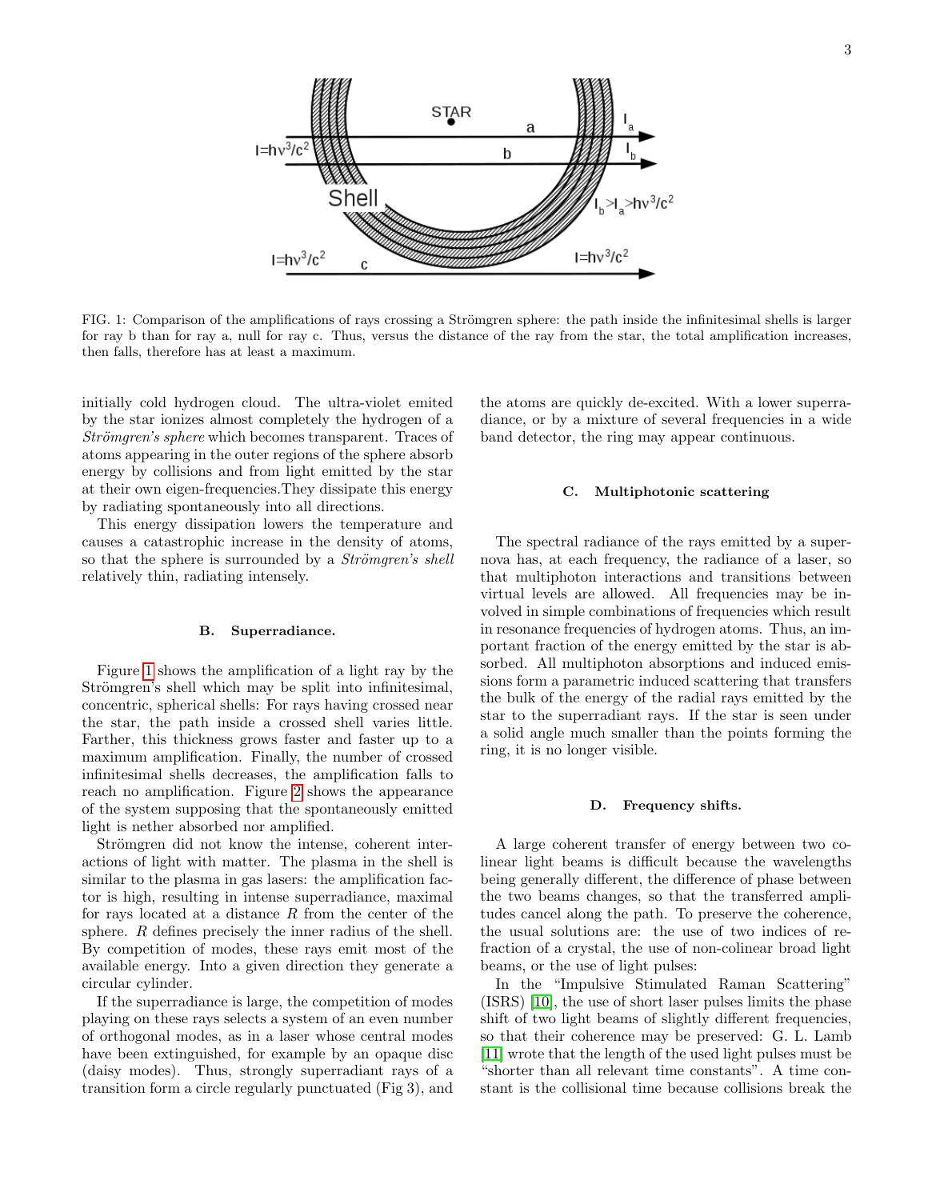FIG. 1: Comparison of the amplifications of rays crossing a Strömgren sphere: the path inside the infinitesimal shells is larger for ray b than for ray a, null for ray c. Thus, versus the distance of the ray from the star, the total amplification increases, then falls, therefore has at least a maximum.

initially cold hydrogen cloud. The ultra-violet emited by the star ionizes almost completely the hydrogen of a *Strömgren's sphere* which becomes transparent. Traces of atoms appearing in the outer regions of the sphere absorb energy by collisions and from light emitted by the star at their own eigen-frequencies.They dissipate this energy by radiating spontaneously into all directions.

This energy dissipation lowers the temperature and causes a catastrophic increase in the density of atoms, so that the sphere is surrounded by a *Strömgren's shell* relatively thin, radiating intensely.

### B. Superradiance.

Figure 1 shows the amplification of a light ray by the Strömgren's shell which may be split into infinitesimal, concentric, spherical shells: For rays having crossed near the star, the path inside a crossed shell varies little. Farther, this thickness grows faster and faster up to a maximum amplification. Finally, the number of crossed infinitesimal shells decreases, the amplification falls to reach no amplification. Figure 2 shows the appearance of the system supposing that the spontaneously emitted light is nether absorbed nor amplified.

Strömgren did not know the intense, coherent interactions of light with matter. The plasma in the shell is similar to the plasma in gas lasers: the amplification factor is high, resulting in intense superradiance, maximal for rays located at a distance $R$ from the center of the sphere. $R$ defines precisely the inner radius of the shell. By competition of modes, these rays emit most of the available energy. Into a given direction they generate a circular cylinder.

If the superradiance is large, the competition of modes playing on these rays selects a system of an even number of orthogonal modes, as in a laser whose central modes have been extinguished, for example by an opaque disc (daisy modes). Thus, strongly superradiant rays of a transition form a circle regularly punctuated (Fig 3), and the atoms are quickly de-excited. With a lower superradiance, or by a mixture of several frequencies in a wide band detector, the ring may appear continuous.

### C. Multiphotonic scattering

The spectral radiance of the rays emitted by a supernova has, at each frequency, the radiance of a laser, so that multiphoton interactions and transitions between virtual levels are allowed. All frequencies may be involved in simple combinations of frequencies which result in resonance frequencies of hydrogen atoms. Thus, an important fraction of the energy emitted by the star is absorbed. All multiphoton absorptions and induced emissions form a parametric induced scattering that transfers the bulk of the energy of the radial rays emitted by the star to the superradiant rays. If the star is seen under a solid angle much smaller than the points forming the ring, it is no longer visible.

### D. Frequency shifts.

A large coherent transfer of energy between two colinear light beams is difficult because the wavelengths being generally different, the difference of phase between the two beams changes, so that the transferred amplitudes cancel along the path. To preserve the coherence, the usual solutions are: the use of two indices of refraction of a crystal, the use of non-colinear broad light beams, or the use of light pulses:

In the "Impulsive Stimulated Raman Scattering" (ISRS) [10], the use of short laser pulses limits the phase shift of two light beams of slightly different frequencies, so that their coherence may be preserved: G. L. Lamb [11] wrote that the length of the used light pulses must be "shorter than all relevant time constants". A time constant is the collisional time because collisions break the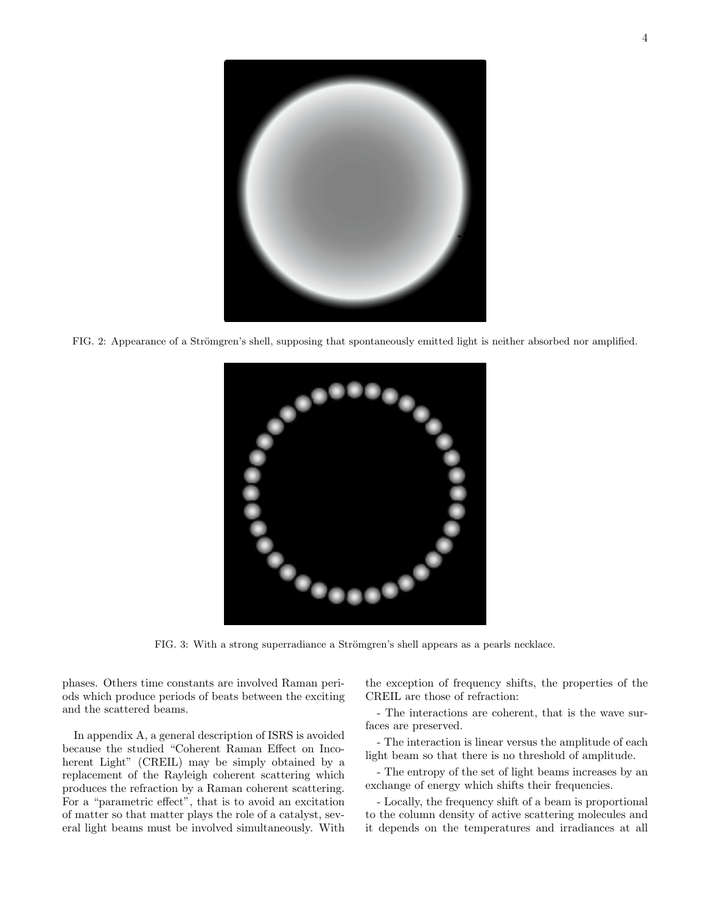FIG. 2: Appearance of a Strömgren's shell, supposing that spontaneously emitted light is neither absorbed nor amplified.

FIG. 3: With a strong superradiance a Strömgren's shell appears as a pearls necklace.

phases. Others time constants are involved Raman periods which produce periods of beats between the exciting and the scattered beams.

In appendix A, a general description of ISRS is avoided because the studied "Coherent Raman Effect on Incoherent Light" (CREIL) may be simply obtained by a replacement of the Rayleigh coherent scattering which produces the refraction by a Raman coherent scattering. For a "parametric effect", that is to avoid an excitation of matter so that matter plays the role of a catalyst, several light beams must be involved simultaneously. With the exception of frequency shifts, the properties of the CREIL are those of refraction:

- The interactions are coherent, that is the wave surfaces are preserved.

- The interaction is linear versus the amplitude of each light beam so that there is no threshold of amplitude.

- The entropy of the set of light beams increases by an exchange of energy which shifts their frequencies.

- Locally, the frequency shift of a beam is proportional to the column density of active scattering molecules and it depends on the temperatures and irradiances at all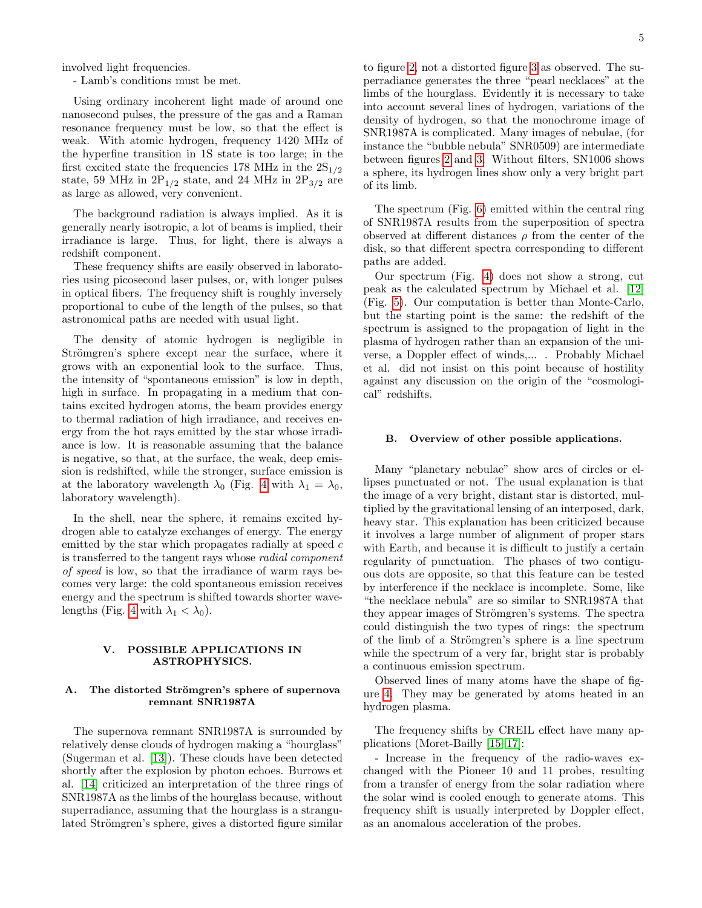involved light frequencies.

- Lamb's conditions must be met.

Using ordinary incoherent light made of around one nanosecond pulses, the pressure of the gas and a Raman resonance frequency must be low, so that the effect is weak. With atomic hydrogen, frequency 1420 MHz of the hyperfine transition in 1S state is too large; in the first excited state the frequencies 178 MHz in the $2S_{1/2}$ state, 59 MHz in $2P_{1/2}$ state, and 24 MHz in $2P_{3/2}$ are as large as allowed, very convenient.

The background radiation is always implied. As it is generally nearly isotropic, a lot of beams is implied, their irradiance is large. Thus, for light, there is always a redshift component.

These frequency shifts are easily observed in laboratories using picosecond laser pulses, or, with longer pulses in optical fibers. The frequency shift is roughly inversely proportional to cube of the length of the pulses, so that astronomical paths are needed with usual light.

The density of atomic hydrogen is negligible in Strömgren's sphere except near the surface, where it grows with an exponential look to the surface. Thus, the intensity of "spontaneous emission" is low in depth, high in surface. In propagating in a medium that contains excited hydrogen atoms, the beam provides energy to thermal radiation of high irradiance, and receives energy from the hot rays emitted by the star whose irradiance is low. It is reasonable assuming that the balance is negative, so that, at the surface, the weak, deep emission is redshifted, while the stronger, surface emission is at the laboratory wavelength $\lambda_0$ (Fig. 4 with $\lambda_1 = \lambda_0$, laboratory wavelength).

In the shell, near the sphere, it remains excited hydrogen able to catalyze exchanges of energy. The energy emitted by the star which propagates radially at speed $c$ is transferred to the tangent rays whose *radial component of speed* is low, so that the irradiance of warm rays becomes very large: the cold spontaneous emission receives energy and the spectrum is shifted towards shorter wavelengths (Fig. 4 with $\lambda_1 < \lambda_0$).

## V. POSSIBLE APPLICATIONS IN ASTROPHYSICS.

### A. The distorted Strömgren's sphere of supernova remnant SNR1987A

The supernova remnant SNR1987A is surrounded by relatively dense clouds of hydrogen making a "hourglass" (Sugerman et al. [13]). These clouds have been detected shortly after the explosion by photon echoes. Burrows et al. [14] criticized an interpretation of the three rings of SNR1987A as the limbs of the hourglass because, without superradiance, assuming that the hourglass is a strangulated Strömgren's sphere, gives a distorted figure similar to figure 2, not a distorted figure 3 as observed. The superradiance generates the three "pearl necklaces" at the limbs of the hourglass. Evidently it is necessary to take into account several lines of hydrogen, variations of the density of hydrogen, so that the monochrome image of SNR1987A is complicated. Many images of nebulae, (for instance the "bubble nebula" SNR0509) are intermediate between figures 2 and 3. Without filters, SN1006 shows a sphere, its hydrogen lines show only a very bright part of its limb.

The spectrum (Fig. 6) emitted within the central ring of SNR1987A results from the superposition of spectra observed at different distances $\rho$ from the center of the disk, so that different spectra corresponding to different paths are added.

Our spectrum (Fig. 4) does not show a strong, cut peak as the calculated spectrum by Michael et al. [12] (Fig. 5). Our computation is better than Monte-Carlo, but the starting point is the same: the redshift of the spectrum is assigned to the propagation of light in the plasma of hydrogen rather than an expansion of the universe, a Doppler effect of winds,... . Probably Michael et al. did not insist on this point because of hostility against any discussion on the origin of the "cosmological" redshifts.

### B. Overview of other possible applications.

Many "planetary nebulae" show arcs of circles or ellipses punctuated or not. The usual explanation is that the image of a very bright, distant star is distorted, multiplied by the gravitational lensing of an interposed, dark, heavy star. This explanation has been criticized because it involves a large number of alignment of proper stars with Earth, and because it is difficult to justify a certain regularity of punctuation. The phases of two contiguous dots are opposite, so that this feature can be tested by interference if the necklace is incomplete. Some, like "the necklace nebula" are so similar to SNR1987A that they appear images of Strömgren's systems. The spectra could distinguish the two types of rings: the spectrum of the limb of a Strömgren's sphere is a line spectrum while the spectrum of a very far, bright star is probably a continuous emission spectrum.

Observed lines of many atoms have the shape of figure 4. They may be generated by atoms heated in an hydrogen plasma.

The frequency shifts by CREIL effect have many applications (Moret-Bailly [15–17]:

- Increase in the frequency of the radio-waves exchanged with the Pioneer 10 and 11 probes, resulting from a transfer of energy from the solar radiation where the solar wind is cooled enough to generate atoms. This frequency shift is usually interpreted by Doppler effect, as an anomalous acceleration of the probes.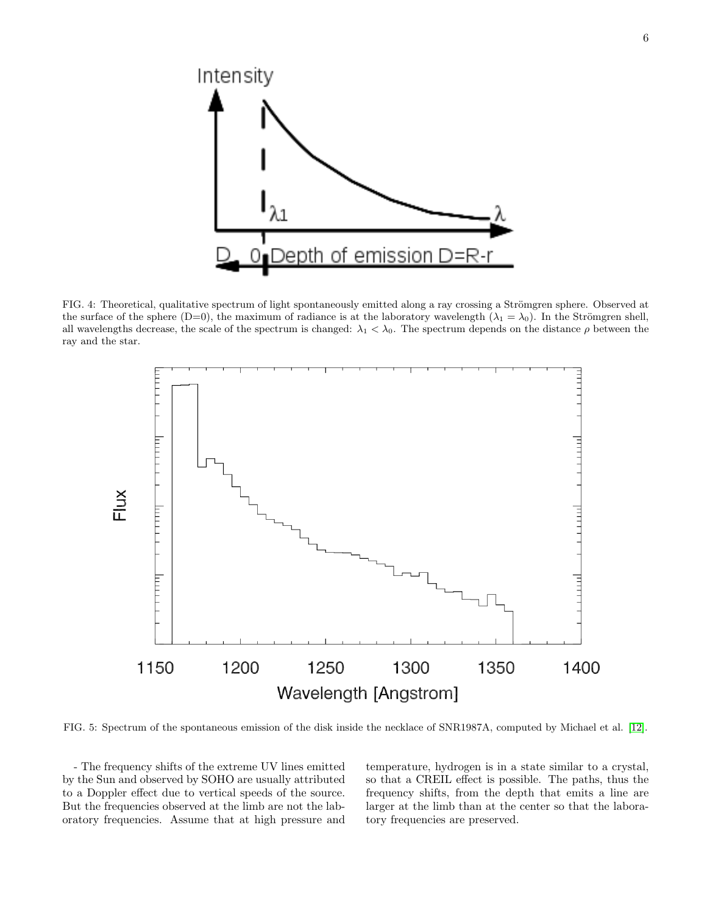FIG. 4: Theoretical, qualitative spectrum of light spontaneously emitted along a ray crossing a Strömgren sphere. Observed at the surface of the sphere (D=0), the maximum of radiance is at the laboratory wavelength ($\lambda_1 = \lambda_0$). In the Strömgren shell, all wavelengths decrease, the scale of the spectrum is changed: $\lambda_1 < \lambda_0$. The spectrum depends on the distance $\rho$ between the ray and the star.

FIG. 5: Spectrum of the spontaneous emission of the disk inside the necklace of SNR1987A, computed by Michael et al. [12].

- The frequency shifts of the extreme UV lines emitted by the Sun and observed by SOHO are usually attributed to a Doppler effect due to vertical speeds of the source. But the frequencies observed at the limb are not the laboratory frequencies. Assume that at high pressure and temperature, hydrogen is in a state similar to a crystal, so that a CREIL effect is possible. The paths, thus the frequency shifts, from the depth that emits a line are larger at the limb than at the center so that the laboratory frequencies are preserved.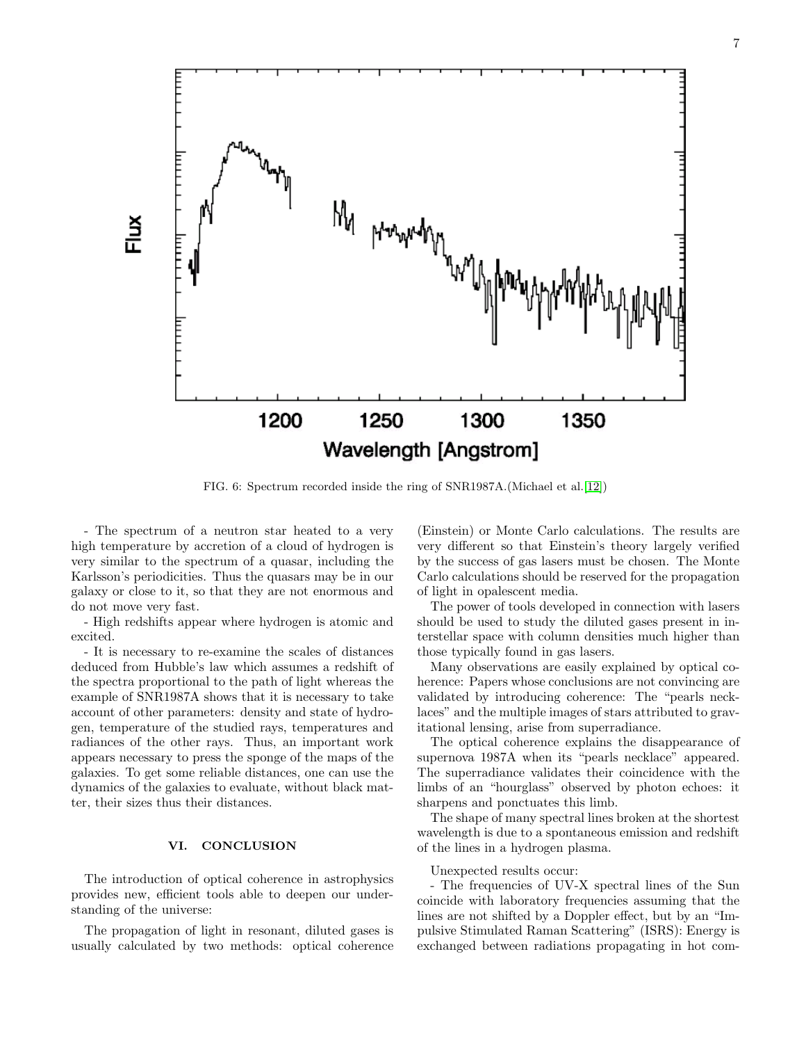FIG. 6: Spectrum recorded inside the ring of SNR1987A.(Michael et al.[12])

- The spectrum of a neutron star heated to a very high temperature by accretion of a cloud of hydrogen is very similar to the spectrum of a quasar, including the Karlsson's periodicities. Thus the quasars may be in our galaxy or close to it, so that they are not enormous and do not move very fast.

- High redshifts appear where hydrogen is atomic and excited.

- It is necessary to re-examine the scales of distances deduced from Hubble's law which assumes a redshift of the spectra proportional to the path of light whereas the example of SNR1987A shows that it is necessary to take account of other parameters: density and state of hydrogen, temperature of the studied rays, temperatures and radiances of the other rays. Thus, an important work appears necessary to press the sponge of the maps of the galaxies. To get some reliable distances, one can use the dynamics of the galaxies to evaluate, without black matter, their sizes thus their distances.

## VI. CONCLUSION

The introduction of optical coherence in astrophysics provides new, efficient tools able to deepen our understanding of the universe:

The propagation of light in resonant, diluted gases is usually calculated by two methods: optical coherence (Einstein) or Monte Carlo calculations. The results are very different so that Einstein's theory largely verified by the success of gas lasers must be chosen. The Monte Carlo calculations should be reserved for the propagation of light in opalescent media.

The power of tools developed in connection with lasers should be used to study the diluted gases present in interstellar space with column densities much higher than those typically found in gas lasers.

Many observations are easily explained by optical coherence: Papers whose conclusions are not convincing are validated by introducing coherence: The "pearls necklaces" and the multiple images of stars attributed to gravitational lensing, arise from superradiance.

The optical coherence explains the disappearance of supernova 1987A when its "pearls necklace" appeared. The superradiance validates their coincidence with the limbs of an "hourglass" observed by photon echoes: it sharpens and ponctuates this limb.

The shape of many spectral lines broken at the shortest wavelength is due to a spontaneous emission and redshift of the lines in a hydrogen plasma.

Unexpected results occur:

- The frequencies of UV-X spectral lines of the Sun coincide with laboratory frequencies assuming that the lines are not shifted by a Doppler effect, but by an "Impulsive Stimulated Raman Scattering" (ISRS): Energy is exchanged between radiations propagating in hot com-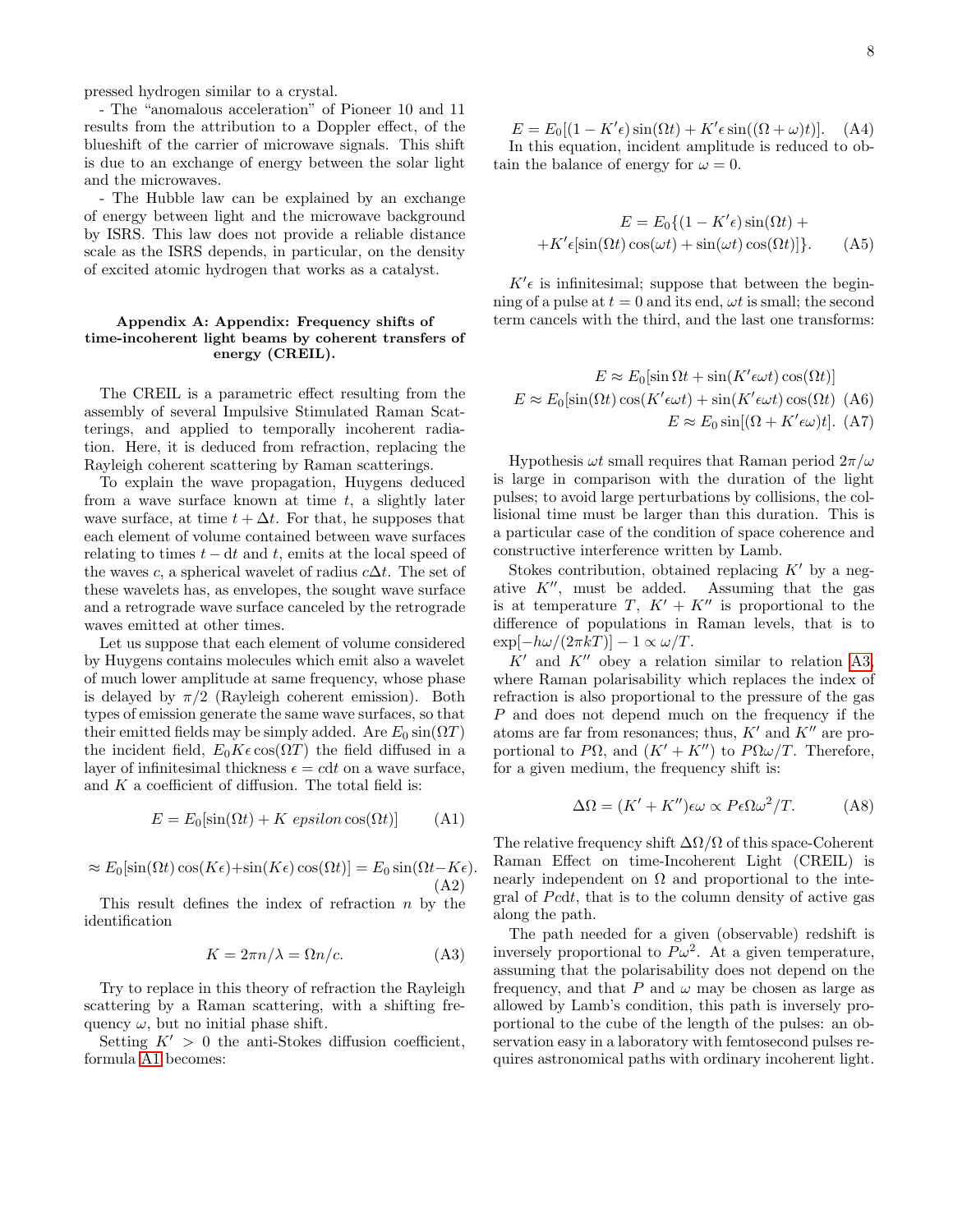pressed hydrogen similar to a crystal.

- The "anomalous acceleration" of Pioneer 10 and 11 results from the attribution to a Doppler effect, of the blueshift of the carrier of microwave signals. This shift is due to an exchange of energy between the solar light and the microwaves.

- The Hubble law can be explained by an exchange of energy between light and the microwave background by ISRS. This law does not provide a reliable distance scale as the ISRS depends, in particular, on the density of excited atomic hydrogen that works as a catalyst.

## Appendix A: Appendix: Frequency shifts of time-incoherent light beams by coherent transfers of energy (CREIL).

The CREIL is a parametric effect resulting from the assembly of several Impulsive Stimulated Raman Scatterings, and applied to temporally incoherent radiation. Here, it is deduced from refraction, replacing the Rayleigh coherent scattering by Raman scatterings.

To explain the wave propagation, Huygens deduced from a wave surface known at time $t$, a slightly later wave surface, at time $t + \Delta t$. For that, he supposes that each element of volume contained between wave surfaces relating to times $t - \mathrm{d}t$ and $t$, emits at the local speed of the waves $c$, a spherical wavelet of radius $c\Delta t$. The set of these wavelets has, as envelopes, the sought wave surface and a retrograde wave surface canceled by the retrograde waves emitted at other times.

Let us suppose that each element of volume considered by Huygens contains molecules which emit also a wavelet of much lower amplitude at same frequency, whose phase is delayed by $\pi/2$ (Rayleigh coherent emission). Both types of emission generate the same wave surfaces, so that their emitted fields may be simply added. Are $E_0 \sin(\Omega T)$ the incident field, $E_0 K \epsilon \cos(\Omega T)$ the field diffused in a layer of infinitesimal thickness $\epsilon = c\mathrm{d}t$ on a wave surface, and $K$ a coefficient of diffusion. The total field is:

$$E = E_0[\sin(\Omega t) + K\ epsilon \cos(\Omega t)] \qquad \text{(A1)}$$

$$\approx E_0[\sin(\Omega t)\cos(K\epsilon) + \sin(K\epsilon)\cos(\Omega t)] = E_0 \sin(\Omega t - K\epsilon). \qquad \text{(A2)}$$

This result defines the index of refraction $n$ by the identification

$$K = 2\pi n/\lambda = \Omega n/c. \qquad \text{(A3)}$$

Try to replace in this theory of refraction the Rayleigh scattering by a Raman scattering, with a shifting frequency $\omega$, but no initial phase shift.

Setting $K' > 0$ the anti-Stokes diffusion coefficient, formula A1 becomes:

$$E = E_0[(1 - K'\epsilon)\sin(\Omega t) + K'\epsilon \sin((\Omega + \omega)t)]. \qquad \text{(A4)}$$

In this equation, incident amplitude is reduced to obtain the balance of energy for $\omega = 0$.

$$E = E_0\{(1 - K'\epsilon)\sin(\Omega t) + $$
$$+ K'\epsilon[\sin(\Omega t)\cos(\omega t) + \sin(\omega t)\cos(\Omega t)]\}. \qquad \text{(A5)}$$

$K'\epsilon$ is infinitesimal; suppose that between the beginning of a pulse at $t = 0$ and its end, $\omega t$ is small; the second term cancels with the third, and the last one transforms:

$$E \approx E_0[\sin \Omega t + \sin(K'\epsilon\omega t)\cos(\Omega t)]$$

$$E \approx E_0[\sin(\Omega t)\cos(K'\epsilon\omega t) + \sin(K'\epsilon\omega t)\cos(\Omega t) \qquad \text{(A6)}$$

$$E \approx E_0 \sin[(\Omega + K'\epsilon\omega)t]. \qquad \text{(A7)}$$

Hypothesis $\omega t$ small requires that Raman period $2\pi/\omega$ is large in comparison with the duration of the light pulses; to avoid large perturbations by collisions, the collisional time must be larger than this duration. This is a particular case of the condition of space coherence and constructive interference written by Lamb.

Stokes contribution, obtained replacing $K'$ by a negative $K''$, must be added. Assuming that the gas is at temperature $T$, $K' + K''$ is proportional to the difference of populations in Raman levels, that is to $\exp[-h\omega/(2\pi kT)] - 1 \propto \omega/T$.

$K'$ and $K''$ obey a relation similar to relation A3, where Raman polarisability which replaces the index of refraction is also proportional to the pressure of the gas $P$ and does not depend much on the frequency if the atoms are far from resonances; thus, $K'$ and $K''$ are proportional to $P\Omega$, and $(K' + K'')$ to $P\Omega\omega/T$. Therefore, for a given medium, the frequency shift is:

$$\Delta\Omega = (K' + K'')\epsilon\omega \propto P\epsilon\Omega\omega^2/T. \qquad \text{(A8)}$$

The relative frequency shift $\Delta\Omega/\Omega$ of this space-Coherent Raman Effect on time-Incoherent Light (CREIL) is nearly independent on $\Omega$ and proportional to the integral of $Pc\mathrm{d}t$, that is to the column density of active gas along the path.

The path needed for a given (observable) redshift is inversely proportional to $P\omega^2$. At a given temperature, assuming that the polarisability does not depend on the frequency, and that $P$ and $\omega$ may be chosen as large as allowed by Lamb's condition, this path is inversely proportional to the cube of the length of the pulses: an observation easy in a laboratory with femtosecond pulses requires astronomical paths with ordinary incoherent light.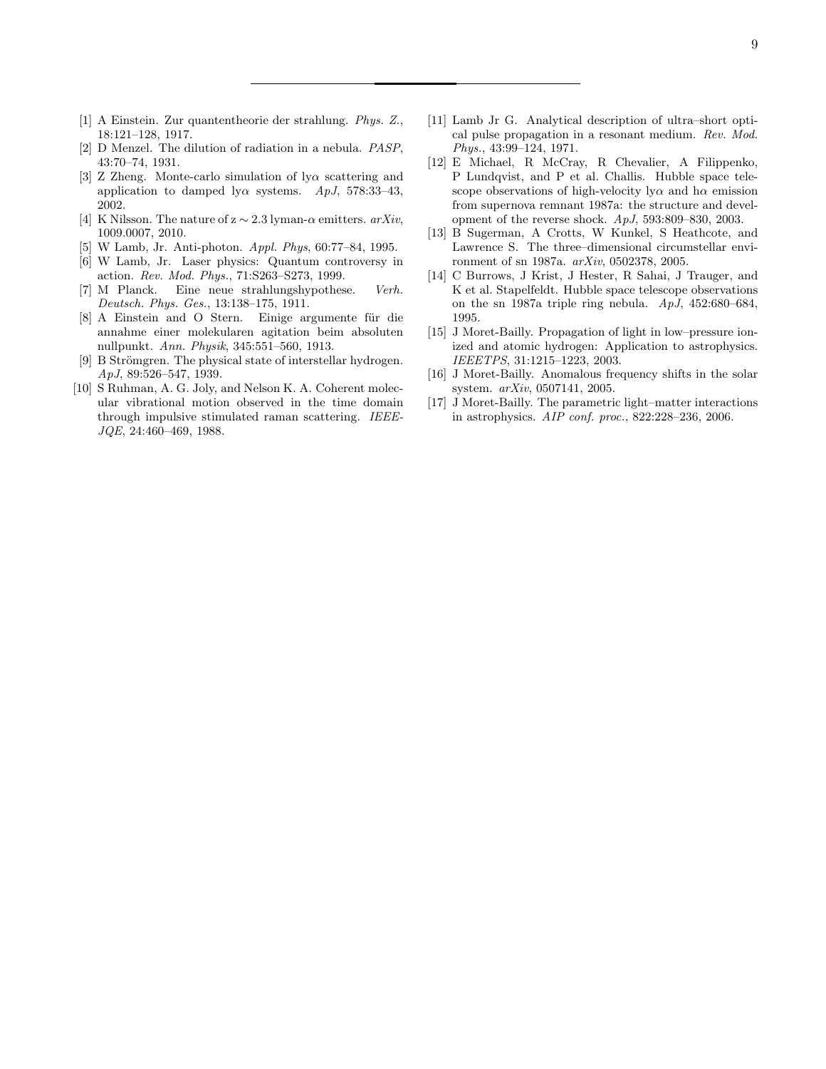[1] A Einstein. Zur quantentheorie der strahlung. *Phys. Z.*, 18:121–128, 1917.

[2] D Menzel. The dilution of radiation in a nebula. *PASP*, 43:70–74, 1931.

[3] Z Zheng. Monte-carlo simulation of ly$\alpha$ scattering and application to damped ly$\alpha$ systems. *ApJ*, 578:33–43, 2002.

[4] K Nilsson. The nature of z $\sim$ 2.3 lyman-$\alpha$ emitters. *arXiv*, 1009.0007, 2010.

[5] W Lamb, Jr. Anti-photon. *Appl. Phys*, 60:77–84, 1995.

[6] W Lamb, Jr. Laser physics: Quantum controversy in action. *Rev. Mod. Phys.*, 71:S263–S273, 1999.

[7] M Planck. Eine neue strahlungshypothese. *Verh. Deutsch. Phys. Ges.*, 13:138–175, 1911.

[8] A Einstein and O Stern. Einige argumente für die annahme einer molekularen agitation beim absoluten nullpunkt. *Ann. Physik*, 345:551–560, 1913.

[9] B Strömgren. The physical state of interstellar hydrogen. *ApJ*, 89:526–547, 1939.

[10] S Ruhman, A. G. Joly, and Nelson K. A. Coherent molecular vibrational motion observed in the time domain through impulsive stimulated raman scattering. *IEEE-JQE*, 24:460–469, 1988.

[11] Lamb Jr G. Analytical description of ultra–short optical pulse propagation in a resonant medium. *Rev. Mod. Phys.*, 43:99–124, 1971.

[12] E Michael, R McCray, R Chevalier, A Filippenko, P Lundqvist, and P et al. Challis. Hubble space telescope observations of high-velocity ly$\alpha$ and h$\alpha$ emission from supernova remnant 1987a: the structure and development of the reverse shock. *ApJ*, 593:809–830, 2003.

[13] B Sugerman, A Crotts, W Kunkel, S Heathcote, and Lawrence S. The three–dimensional circumstellar environment of sn 1987a. *arXiv*, 0502378, 2005.

[14] C Burrows, J Krist, J Hester, R Sahai, J Trauger, and K et al. Stapelfeldt. Hubble space telescope observations on the sn 1987a triple ring nebula. *ApJ*, 452:680–684, 1995.

[15] J Moret-Bailly. Propagation of light in low–pressure ionized and atomic hydrogen: Application to astrophysics. *IEEETPS*, 31:1215–1223, 2003.

[16] J Moret-Bailly. Anomalous frequency shifts in the solar system. *arXiv*, 0507141, 2005.

[17] J Moret-Bailly. The parametric light–matter interactions in astrophysics. *AIP conf. proc.*, 822:228–236, 2006.